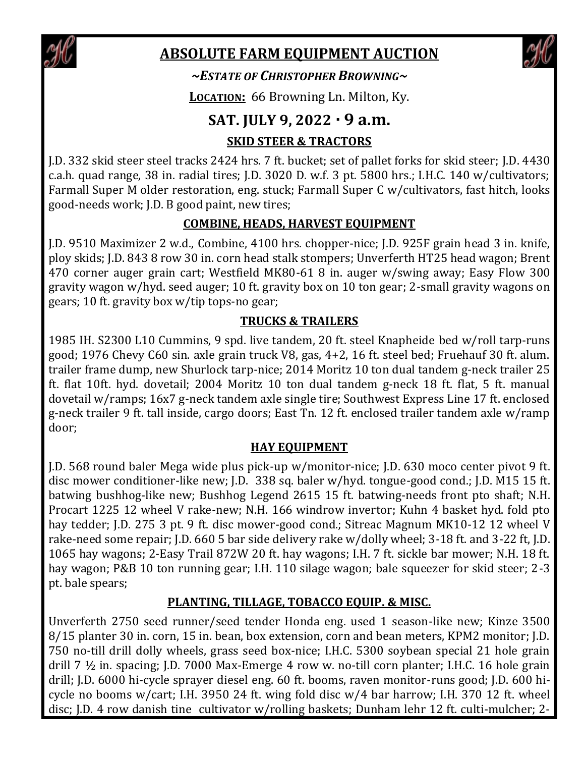# ABSOLUTE FARM EQUIPMENT AUCTION

*~ESTATE OF CHRISTOPHER BROWNING~*

**LOCATION:** 66 Browning Ln. Milton, Ky.

## SAT. JULY 9, 2022 · 9 a.m.

### SKID STEER & TRACTORS

J.D. 332 skid steer steel tracks 2424 hrs. 7 ft. bucket; set of pallet forks for skid steer; J.D. 4430 c.a.h. quad range, 38 in. radial tires; J.D. 3020 D. w.f. 3 pt. 5800 hrs.; I.H.C. 140 w/cultivators; Farmall Super M older restoration, eng. stuck; Farmall Super C w/cultivators, fast hitch, looks good-needs work; J.D. B good paint, new tires;

### COMBINE, HEADS, HARVEST EQUIPMENT

J.D. 9510 Maximizer 2 w.d., Combine, 4100 hrs. chopper-nice; J.D. 925F grain head 3 in. knife, ploy skids; J.D. 843 8 row 30 in. corn head stalk stompers; Unverferth HT25 head wagon; Brent 470 corner auger grain cart; Westfield MK80-61 8 in. auger w/swing away; Easy Flow 300 gravity wagon w/hyd. seed auger; 10 ft. gravity box on 10 ton gear; 2-small gravity wagons on gears; 10 ft. gravity box w/tip tops-no gear;

### TRUCKS & TRAILERS

1985 IH. S2300 L10 Cummins, 9 spd. live tandem, 20 ft. steel Knapheide bed w/roll tarp-runs good; 1976 Chevy C60 sin. axle grain truck V8, gas, 4+2, 16 ft. steel bed; Fruehauf 30 ft. alum. trailer frame dump, new Shurlock tarp-nice; 2014 Moritz 10 ton dual tandem g-neck trailer 25 ft. flat 10ft. hyd. dovetail; 2004 Moritz 10 ton dual tandem g-neck 18 ft. flat, 5 ft. manual dovetail w/ramps; 16x7 g-neck tandem axle single tire; Southwest Express Line 17 ft. enclosed g-neck trailer 9 ft. tall inside, cargo doors; East Tn. 12 ft. enclosed trailer tandem axle w/ramp door;

### HAY EQUIPMENT

J.D. 568 round baler Mega wide plus pick-up w/monitor-nice; J.D. 630 moco center pivot 9 ft. disc mower conditioner-like new; J.D. 338 sq. baler w/hyd. tongue-good cond.; J.D. M15 15 ft. batwing bushhog-like new; Bushhog Legend 2615 15 ft. batwing-needs front pto shaft; N.H. Procart 1225 12 wheel V rake-new; N.H. 166 windrow invertor; Kuhn 4 basket hyd. fold pto hay tedder; J.D. 275 3 pt. 9 ft. disc mower-good cond.; Sitreac Magnum MK10-12 12 wheel V rake-need some repair; J.D. 660 5 bar side delivery rake w/dolly wheel; 3-18 ft. and 3-22 ft, J.D. 1065 hay wagons; 2-Easy Trail 872W 20 ft. hay wagons; I.H. 7 ft. sickle bar mower; N.H. 18 ft. hay wagon; P&B 10 ton running gear; I.H. 110 silage wagon; bale squeezer for skid steer; 2-3 pt. bale spears;

### PLANTING, TILLAGE, TOBACCO EQUIP. & MISC.

Unverferth 2750 seed runner/seed tender Honda eng. used 1 season-like new; Kinze 3500 8/15 planter 30 in. corn, 15 in. bean, box extension, corn and bean meters, KPM2 monitor; J.D. 750 no-till drill dolly wheels, grass seed box-nice; I.H.C. 5300 soybean special 21 hole grain drill 7 ½ in. spacing; J.D. 7000 Max-Emerge 4 row w. no-till corn planter; I.H.C. 16 hole grain drill; J.D. 6000 hi-cycle sprayer diesel eng. 60 ft. booms, raven monitor-runs good; J.D. 600 hi-cycle no booms w/cart; I.H. 3950 24 ft. wing fold disc w/4 bar harrow; I.H. 370 12 ft. wheel disc; J.D. 4 row danish tine cultivator w/rolling baskets; Dunham lehr 12 ft. culti-mulcher; 2-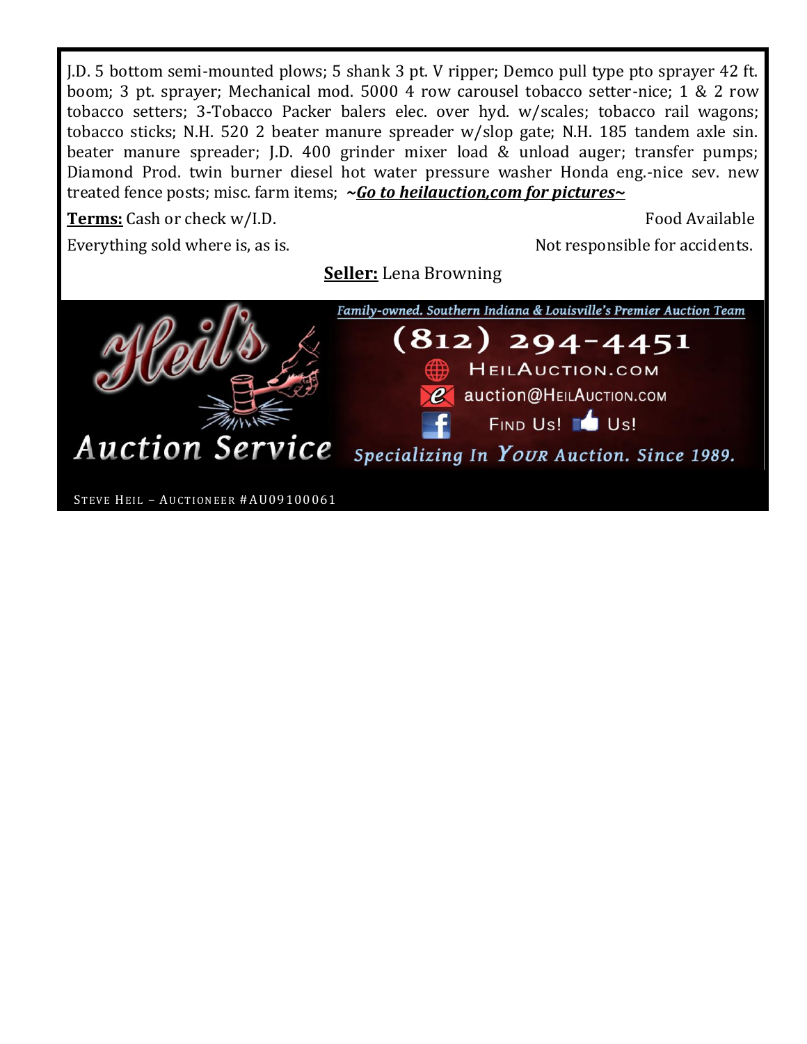J.D. 5 bottom semi-mounted plows; 5 shank 3 pt. V ripper; Demco pull type pto sprayer 42 ft. boom; 3 pt. sprayer; Mechanical mod. 5000 4 row carousel tobacco setter-nice; 1 & 2 row tobacco setters; 3-Tobacco Packer balers elec. over hyd. w/scales; tobacco rail wagons; tobacco sticks; N.H. 520 2 beater manure spreader w/slop gate; N.H. 185 tandem axle sin. beater manure spreader; J.D. 400 grinder mixer load & unload auger; transfer pumps; Diamond Prod. twin burner diesel hot water pressure washer Honda eng.-nice sev. new treated fence posts; misc. farm items; ***~Go to heilauction,com for pictures~***

**Terms:** Cash or check w/I.D. Food Available

Everything sold where is, as is. Not responsible for accidents.

**Seller:** Lena Browning

Heil's Auction Service

Family-owned. Southern Indiana & Louisville's Premier Auction Team

(812) 294-4451

HeilAuction.com

auction@HeilAuction.com

Find Us! Us!

Specializing In Your Auction. Since 1989.

Steve Heil – Auctioneer #AU09100061